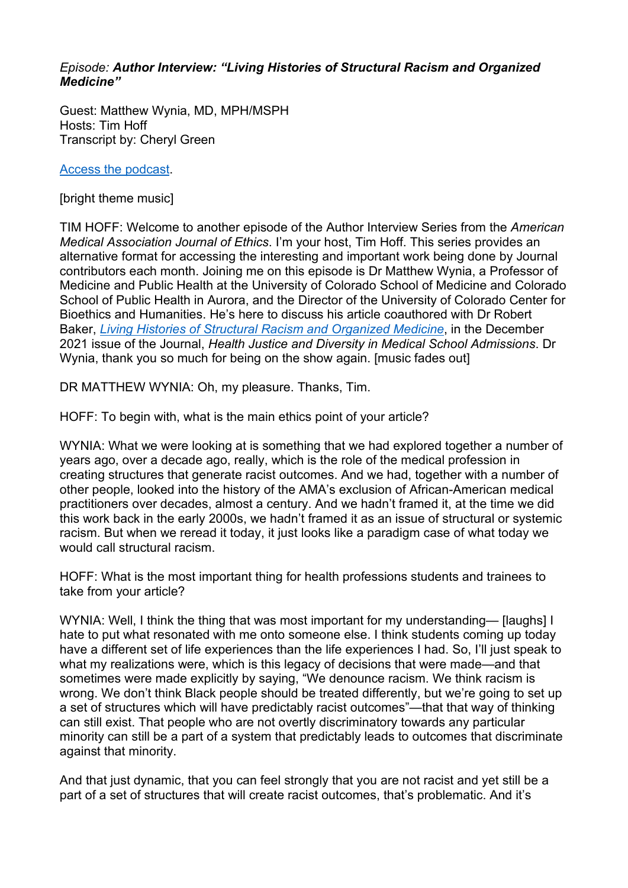*Episode:* ***Author Interview: "Living Histories of Structural Racism and Organized Medicine"***

Guest: Matthew Wynia, MD, MPH/MSPH
Hosts: Tim Hoff
Transcript by: Cheryl Green

[Access the podcast](#).

[bright theme music]

TIM HOFF: Welcome to another episode of the Author Interview Series from the *American Medical Association Journal of Ethics*. I'm your host, Tim Hoff. This series provides an alternative format for accessing the interesting and important work being done by Journal contributors each month. Joining me on this episode is Dr Matthew Wynia, a Professor of Medicine and Public Health at the University of Colorado School of Medicine and Colorado School of Public Health in Aurora, and the Director of the University of Colorado Center for Bioethics and Humanities. He's here to discuss his article coauthored with Dr Robert Baker, *[Living Histories of Structural Racism and Organized Medicine](#)*, in the December 2021 issue of the Journal, *Health Justice and Diversity in Medical School Admissions*. Dr Wynia, thank you so much for being on the show again. [music fades out]

DR MATTHEW WYNIA: Oh, my pleasure. Thanks, Tim.

HOFF: To begin with, what is the main ethics point of your article?

WYNIA: What we were looking at is something that we had explored together a number of years ago, over a decade ago, really, which is the role of the medical profession in creating structures that generate racist outcomes. And we had, together with a number of other people, looked into the history of the AMA's exclusion of African-American medical practitioners over decades, almost a century. And we hadn't framed it, at the time we did this work back in the early 2000s, we hadn't framed it as an issue of structural or systemic racism. But when we reread it today, it just looks like a paradigm case of what today we would call structural racism.

HOFF: What is the most important thing for health professions students and trainees to take from your article?

WYNIA: Well, I think the thing that was most important for my understanding— [laughs] I hate to put what resonated with me onto someone else. I think students coming up today have a different set of life experiences than the life experiences I had. So, I'll just speak to what my realizations were, which is this legacy of decisions that were made—and that sometimes were made explicitly by saying, "We denounce racism. We think racism is wrong. We don't think Black people should be treated differently, but we're going to set up a set of structures which will have predictably racist outcomes"—that that way of thinking can still exist. That people who are not overtly discriminatory towards any particular minority can still be a part of a system that predictably leads to outcomes that discriminate against that minority.

And that just dynamic, that you can feel strongly that you are not racist and yet still be a part of a set of structures that will create racist outcomes, that's problematic. And it's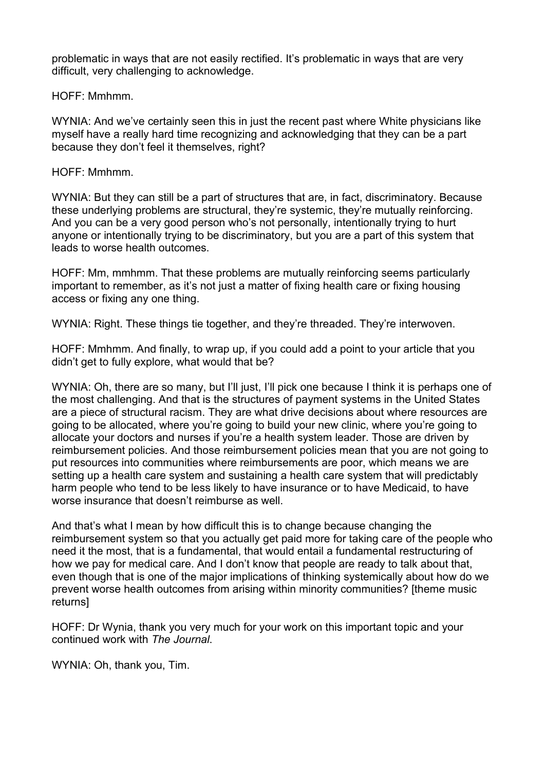problematic in ways that are not easily rectified. It's problematic in ways that are very difficult, very challenging to acknowledge.

HOFF: Mmhmm.

WYNIA: And we've certainly seen this in just the recent past where White physicians like myself have a really hard time recognizing and acknowledging that they can be a part because they don't feel it themselves, right?

HOFF: Mmhmm.

WYNIA: But they can still be a part of structures that are, in fact, discriminatory. Because these underlying problems are structural, they're systemic, they're mutually reinforcing. And you can be a very good person who's not personally, intentionally trying to hurt anyone or intentionally trying to be discriminatory, but you are a part of this system that leads to worse health outcomes.

HOFF: Mm, mmhmm. That these problems are mutually reinforcing seems particularly important to remember, as it's not just a matter of fixing health care or fixing housing access or fixing any one thing.

WYNIA: Right. These things tie together, and they're threaded. They're interwoven.

HOFF: Mmhmm. And finally, to wrap up, if you could add a point to your article that you didn't get to fully explore, what would that be?

WYNIA: Oh, there are so many, but I'll just, I'll pick one because I think it is perhaps one of the most challenging. And that is the structures of payment systems in the United States are a piece of structural racism. They are what drive decisions about where resources are going to be allocated, where you're going to build your new clinic, where you're going to allocate your doctors and nurses if you're a health system leader. Those are driven by reimbursement policies. And those reimbursement policies mean that you are not going to put resources into communities where reimbursements are poor, which means we are setting up a health care system and sustaining a health care system that will predictably harm people who tend to be less likely to have insurance or to have Medicaid, to have worse insurance that doesn't reimburse as well.

And that's what I mean by how difficult this is to change because changing the reimbursement system so that you actually get paid more for taking care of the people who need it the most, that is a fundamental, that would entail a fundamental restructuring of how we pay for medical care. And I don't know that people are ready to talk about that, even though that is one of the major implications of thinking systemically about how do we prevent worse health outcomes from arising within minority communities? [theme music returns]

HOFF: Dr Wynia, thank you very much for your work on this important topic and your continued work with *The Journal*.

WYNIA: Oh, thank you, Tim.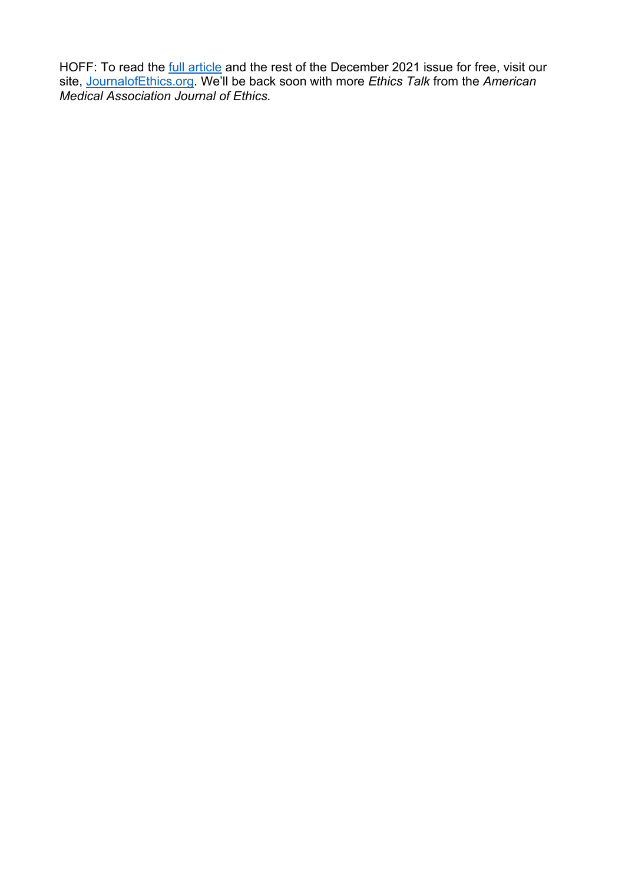HOFF: To read the full article and the rest of the December 2021 issue for free, visit our site, JournalofEthics.org. We'll be back soon with more *Ethics Talk* from the *American Medical Association Journal of Ethics.*